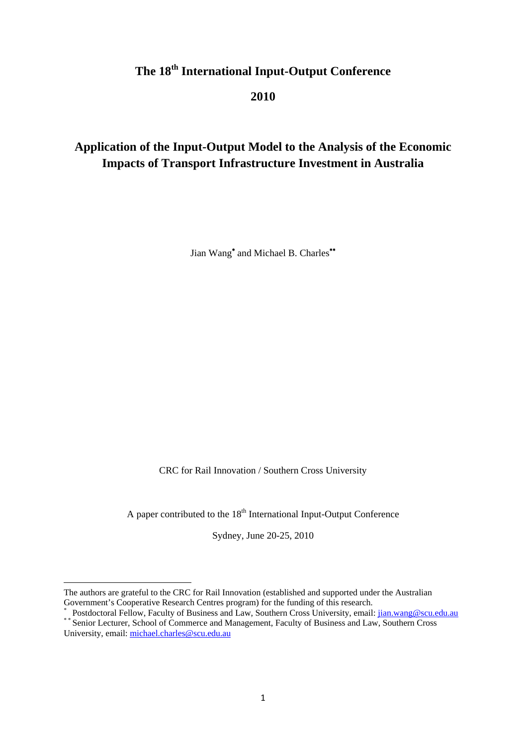# The 18th International Input-Output Conference

# 2010

## Application of the Input-Output Model to the Analysis of the Economic Impacts of Transport Infrastructure Investment in Australia

Jian Wang[*] and Michael B. Charles[**]

CRC for Rail Innovation / Southern Cross University

A paper contributed to the 18th International Input-Output Conference

Sydney, June 20-25, 2010

---

The authors are grateful to the CRC for Rail Innovation (established and supported under the Australian Government's Cooperative Research Centres program) for the funding of this research.

[*] Postdoctoral Fellow, Faculty of Business and Law, Southern Cross University, email: jian.wang@scu.edu.au

[**] Senior Lecturer, School of Commerce and Management, Faculty of Business and Law, Southern Cross University, email: michael.charles@scu.edu.au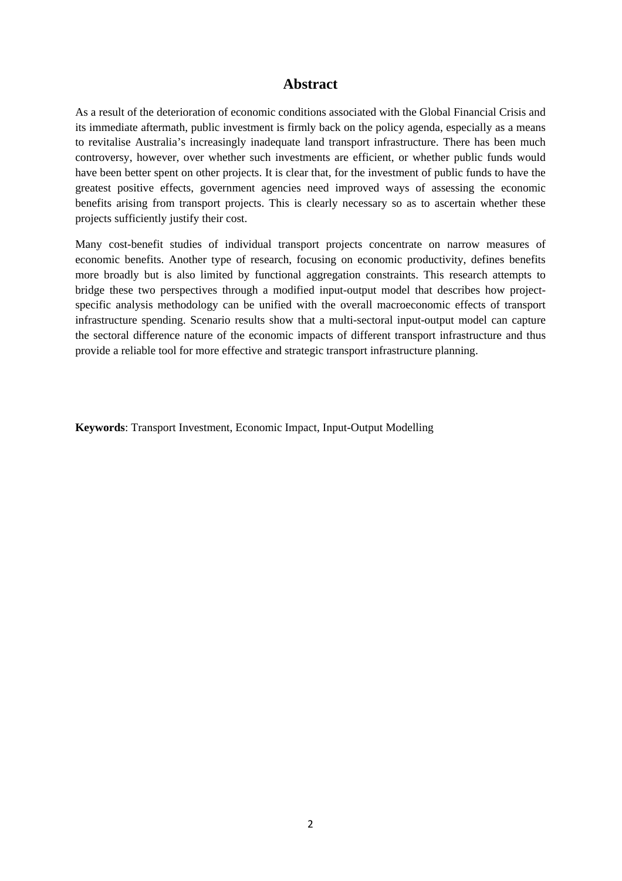# Abstract

As a result of the deterioration of economic conditions associated with the Global Financial Crisis and its immediate aftermath, public investment is firmly back on the policy agenda, especially as a means to revitalise Australia's increasingly inadequate land transport infrastructure. There has been much controversy, however, over whether such investments are efficient, or whether public funds would have been better spent on other projects. It is clear that, for the investment of public funds to have the greatest positive effects, government agencies need improved ways of assessing the economic benefits arising from transport projects. This is clearly necessary so as to ascertain whether these projects sufficiently justify their cost.

Many cost-benefit studies of individual transport projects concentrate on narrow measures of economic benefits. Another type of research, focusing on economic productivity, defines benefits more broadly but is also limited by functional aggregation constraints. This research attempts to bridge these two perspectives through a modified input-output model that describes how project-specific analysis methodology can be unified with the overall macroeconomic effects of transport infrastructure spending. Scenario results show that a multi-sectoral input-output model can capture the sectoral difference nature of the economic impacts of different transport infrastructure and thus provide a reliable tool for more effective and strategic transport infrastructure planning.

**Keywords**: Transport Investment, Economic Impact, Input-Output Modelling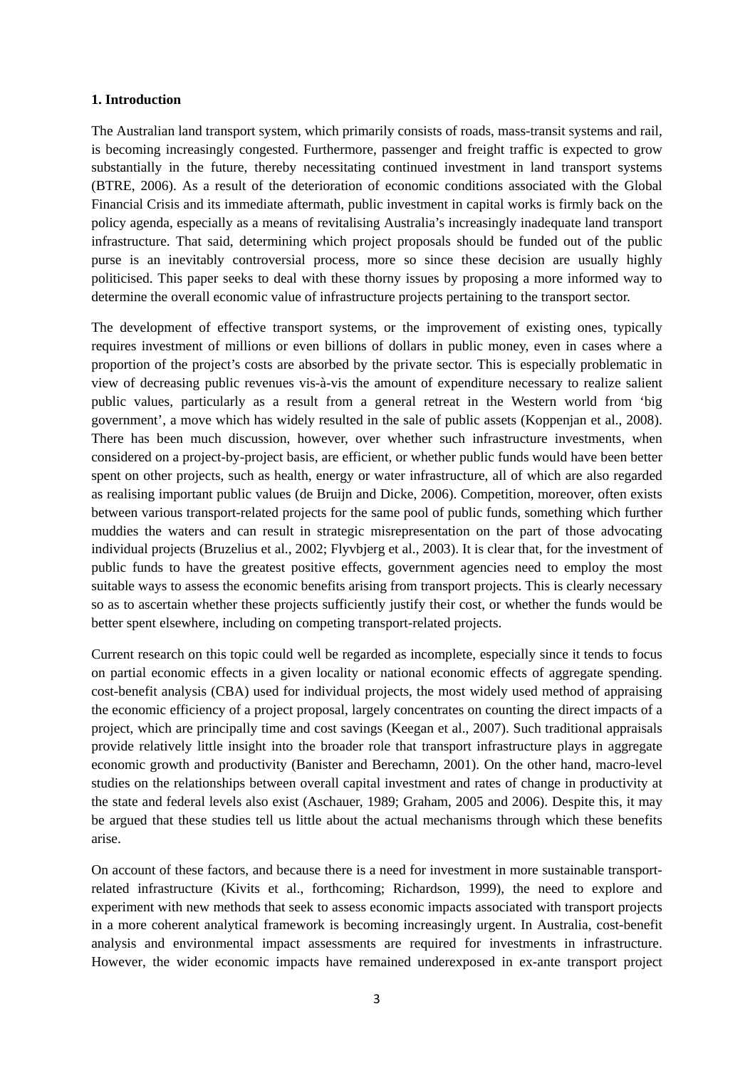**1. Introduction**

The Australian land transport system, which primarily consists of roads, mass-transit systems and rail, is becoming increasingly congested. Furthermore, passenger and freight traffic is expected to grow substantially in the future, thereby necessitating continued investment in land transport systems (BTRE, 2006). As a result of the deterioration of economic conditions associated with the Global Financial Crisis and its immediate aftermath, public investment in capital works is firmly back on the policy agenda, especially as a means of revitalising Australia's increasingly inadequate land transport infrastructure. That said, determining which project proposals should be funded out of the public purse is an inevitably controversial process, more so since these decision are usually highly politicised. This paper seeks to deal with these thorny issues by proposing a more informed way to determine the overall economic value of infrastructure projects pertaining to the transport sector.

The development of effective transport systems, or the improvement of existing ones, typically requires investment of millions or even billions of dollars in public money, even in cases where a proportion of the project's costs are absorbed by the private sector. This is especially problematic in view of decreasing public revenues vis-à-vis the amount of expenditure necessary to realize salient public values, particularly as a result from a general retreat in the Western world from 'big government', a move which has widely resulted in the sale of public assets (Koppenjan et al., 2008). There has been much discussion, however, over whether such infrastructure investments, when considered on a project-by-project basis, are efficient, or whether public funds would have been better spent on other projects, such as health, energy or water infrastructure, all of which are also regarded as realising important public values (de Bruijn and Dicke, 2006). Competition, moreover, often exists between various transport-related projects for the same pool of public funds, something which further muddies the waters and can result in strategic misrepresentation on the part of those advocating individual projects (Bruzelius et al., 2002; Flyvbjerg et al., 2003). It is clear that, for the investment of public funds to have the greatest positive effects, government agencies need to employ the most suitable ways to assess the economic benefits arising from transport projects. This is clearly necessary so as to ascertain whether these projects sufficiently justify their cost, or whether the funds would be better spent elsewhere, including on competing transport-related projects.

Current research on this topic could well be regarded as incomplete, especially since it tends to focus on partial economic effects in a given locality or national economic effects of aggregate spending. cost-benefit analysis (CBA) used for individual projects, the most widely used method of appraising the economic efficiency of a project proposal, largely concentrates on counting the direct impacts of a project, which are principally time and cost savings (Keegan et al., 2007). Such traditional appraisals provide relatively little insight into the broader role that transport infrastructure plays in aggregate economic growth and productivity (Banister and Berechamn, 2001). On the other hand, macro-level studies on the relationships between overall capital investment and rates of change in productivity at the state and federal levels also exist (Aschauer, 1989; Graham, 2005 and 2006). Despite this, it may be argued that these studies tell us little about the actual mechanisms through which these benefits arise.

On account of these factors, and because there is a need for investment in more sustainable transport-related infrastructure (Kivits et al., forthcoming; Richardson, 1999), the need to explore and experiment with new methods that seek to assess economic impacts associated with transport projects in a more coherent analytical framework is becoming increasingly urgent. In Australia, cost-benefit analysis and environmental impact assessments are required for investments in infrastructure. However, the wider economic impacts have remained underexposed in ex-ante transport project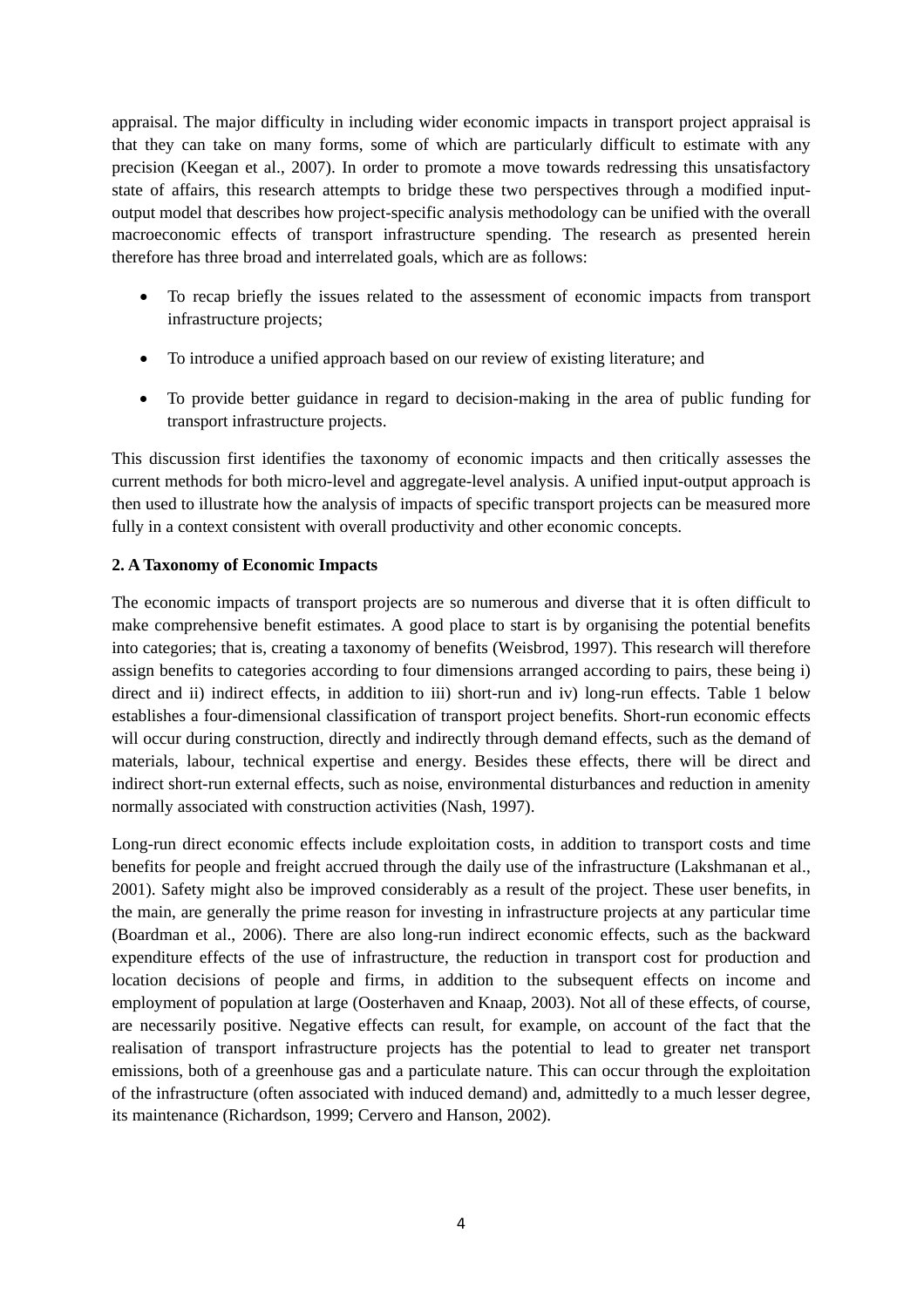appraisal. The major difficulty in including wider economic impacts in transport project appraisal is that they can take on many forms, some of which are particularly difficult to estimate with any precision (Keegan et al., 2007). In order to promote a move towards redressing this unsatisfactory state of affairs, this research attempts to bridge these two perspectives through a modified input-output model that describes how project-specific analysis methodology can be unified with the overall macroeconomic effects of transport infrastructure spending. The research as presented herein therefore has three broad and interrelated goals, which are as follows:

- To recap briefly the issues related to the assessment of economic impacts from transport infrastructure projects;
- To introduce a unified approach based on our review of existing literature; and
- To provide better guidance in regard to decision-making in the area of public funding for transport infrastructure projects.

This discussion first identifies the taxonomy of economic impacts and then critically assesses the current methods for both micro-level and aggregate-level analysis. A unified input-output approach is then used to illustrate how the analysis of impacts of specific transport projects can be measured more fully in a context consistent with overall productivity and other economic concepts.

## 2. A Taxonomy of Economic Impacts

The economic impacts of transport projects are so numerous and diverse that it is often difficult to make comprehensive benefit estimates. A good place to start is by organising the potential benefits into categories; that is, creating a taxonomy of benefits (Weisbrod, 1997). This research will therefore assign benefits to categories according to four dimensions arranged according to pairs, these being i) direct and ii) indirect effects, in addition to iii) short-run and iv) long-run effects. Table 1 below establishes a four-dimensional classification of transport project benefits. Short-run economic effects will occur during construction, directly and indirectly through demand effects, such as the demand of materials, labour, technical expertise and energy. Besides these effects, there will be direct and indirect short-run external effects, such as noise, environmental disturbances and reduction in amenity normally associated with construction activities (Nash, 1997).

Long-run direct economic effects include exploitation costs, in addition to transport costs and time benefits for people and freight accrued through the daily use of the infrastructure (Lakshmanan et al., 2001). Safety might also be improved considerably as a result of the project. These user benefits, in the main, are generally the prime reason for investing in infrastructure projects at any particular time (Boardman et al., 2006). There are also long-run indirect economic effects, such as the backward expenditure effects of the use of infrastructure, the reduction in transport cost for production and location decisions of people and firms, in addition to the subsequent effects on income and employment of population at large (Oosterhaven and Knaap, 2003). Not all of these effects, of course, are necessarily positive. Negative effects can result, for example, on account of the fact that the realisation of transport infrastructure projects has the potential to lead to greater net transport emissions, both of a greenhouse gas and a particulate nature. This can occur through the exploitation of the infrastructure (often associated with induced demand) and, admittedly to a much lesser degree, its maintenance (Richardson, 1999; Cervero and Hanson, 2002).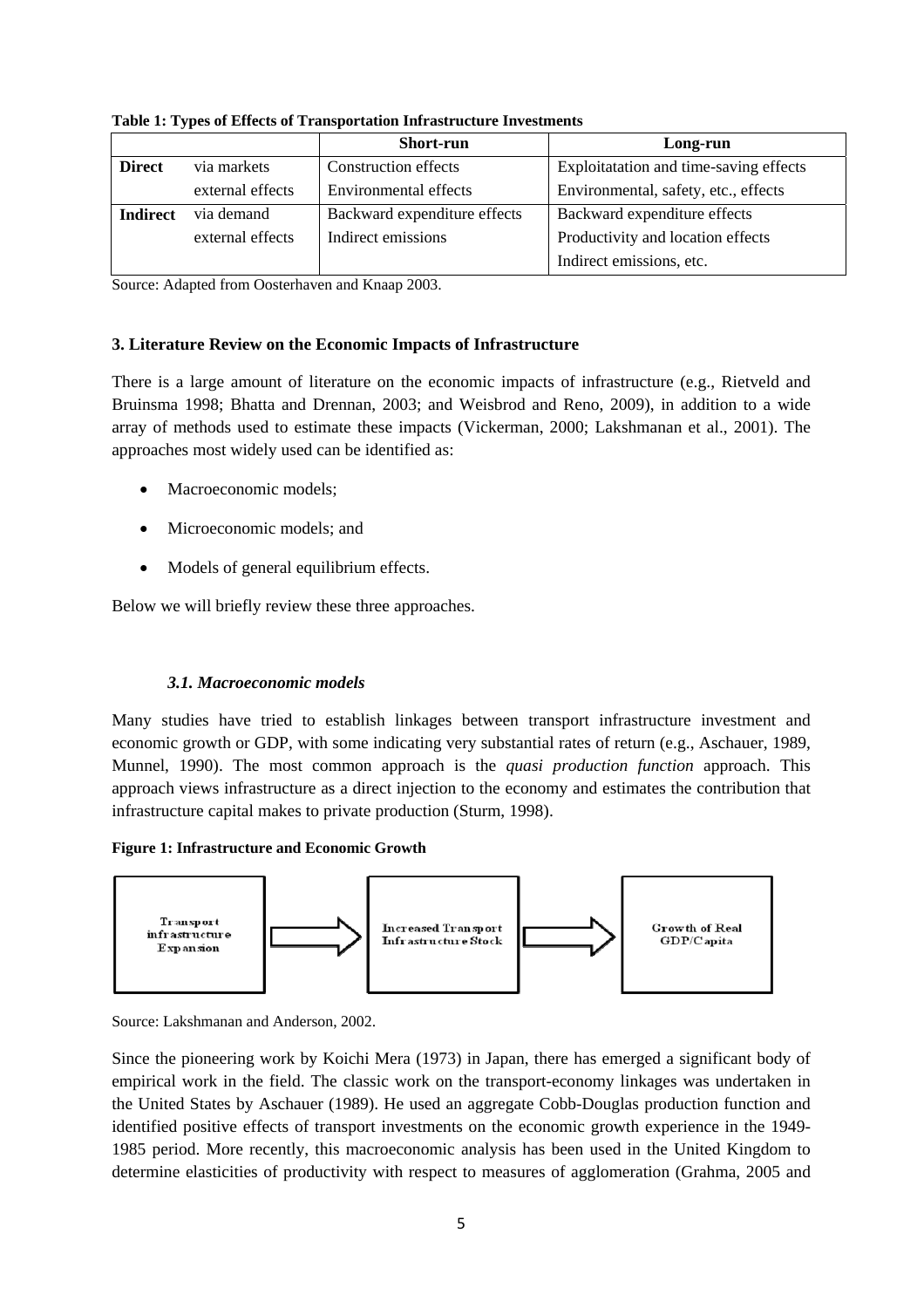**Table 1: Types of Effects of Transportation Infrastructure Investments**

| | | Short-run | Long-run |
|---|---|---|---|
| **Direct** | via markets | Construction effects | Exploitatation and time-saving effects |
| | external effects | Environmental effects | Environmental, safety, etc., effects |
| **Indirect** | via demand | Backward expenditure effects | Backward expenditure effects |
| | external effects | Indirect emissions | Productivity and location effects |
| | | | Indirect emissions, etc. |

Source: Adapted from Oosterhaven and Knaap 2003.

## 3. Literature Review on the Economic Impacts of Infrastructure

There is a large amount of literature on the economic impacts of infrastructure (e.g., Rietveld and Bruinsma 1998; Bhatta and Drennan, 2003; and Weisbrod and Reno, 2009), in addition to a wide array of methods used to estimate these impacts (Vickerman, 2000; Lakshmanan et al., 2001). The approaches most widely used can be identified as:

- Macroeconomic models;
- Microeconomic models; and
- Models of general equilibrium effects.

Below we will briefly review these three approaches.

### *3.1. Macroeconomic models*

Many studies have tried to establish linkages between transport infrastructure investment and economic growth or GDP, with some indicating very substantial rates of return (e.g., Aschauer, 1989, Munnel, 1990). The most common approach is the *quasi production function* approach. This approach views infrastructure as a direct injection to the economy and estimates the contribution that infrastructure capital makes to private production (Sturm, 1998).

**Figure 1: Infrastructure and Economic Growth**

Transport infrastructure Expansion → Increased Transport Infrastructure Stock → Growth of Real GDP/Capita

Source: Lakshmanan and Anderson, 2002.

Since the pioneering work by Koichi Mera (1973) in Japan, there has emerged a significant body of empirical work in the field. The classic work on the transport-economy linkages was undertaken in the United States by Aschauer (1989). He used an aggregate Cobb-Douglas production function and identified positive effects of transport investments on the economic growth experience in the 1949-1985 period. More recently, this macroeconomic analysis has been used in the United Kingdom to determine elasticities of productivity with respect to measures of agglomeration (Grahma, 2005 and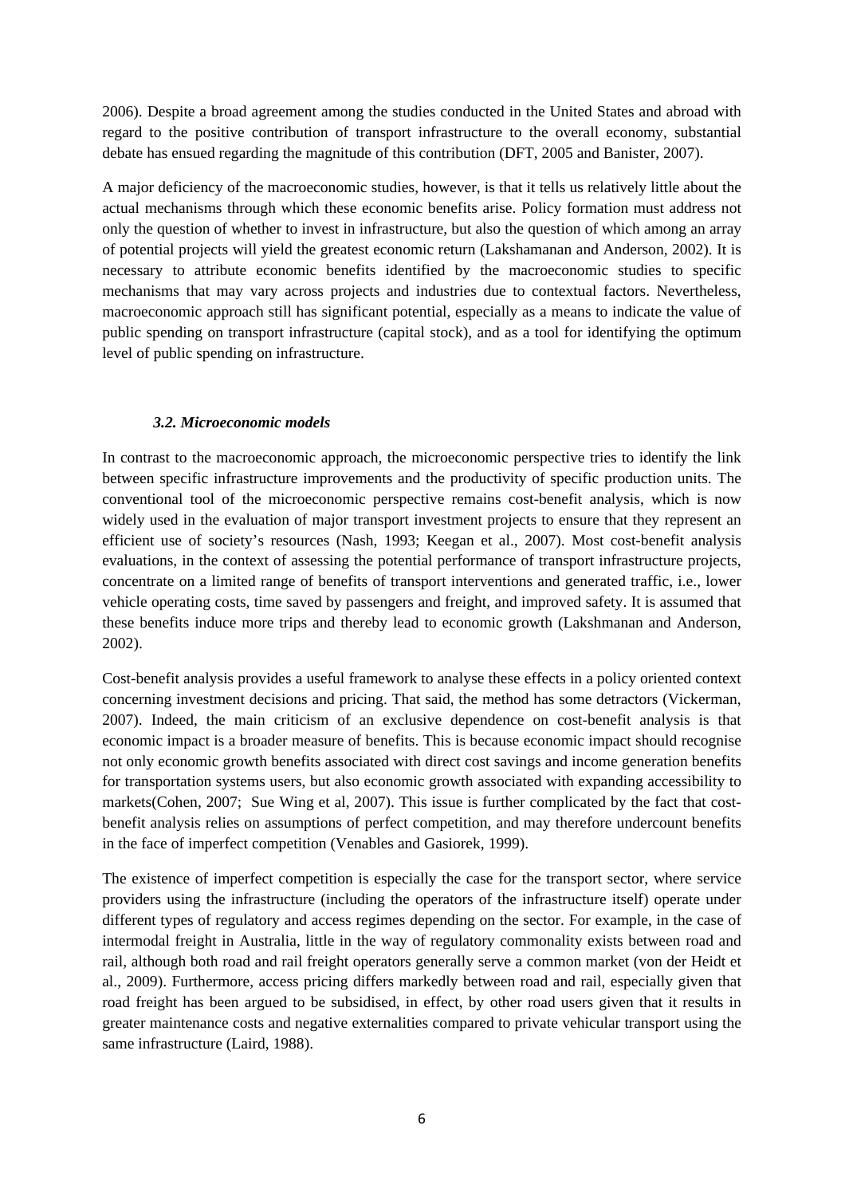2006). Despite a broad agreement among the studies conducted in the United States and abroad with regard to the positive contribution of transport infrastructure to the overall economy, substantial debate has ensued regarding the magnitude of this contribution (DFT, 2005 and Banister, 2007).

A major deficiency of the macroeconomic studies, however, is that it tells us relatively little about the actual mechanisms through which these economic benefits arise. Policy formation must address not only the question of whether to invest in infrastructure, but also the question of which among an array of potential projects will yield the greatest economic return (Lakshamanan and Anderson, 2002). It is necessary to attribute economic benefits identified by the macroeconomic studies to specific mechanisms that may vary across projects and industries due to contextual factors. Nevertheless, macroeconomic approach still has significant potential, especially as a means to indicate the value of public spending on transport infrastructure (capital stock), and as a tool for identifying the optimum level of public spending on infrastructure.

### *3.2. Microeconomic models*

In contrast to the macroeconomic approach, the microeconomic perspective tries to identify the link between specific infrastructure improvements and the productivity of specific production units. The conventional tool of the microeconomic perspective remains cost-benefit analysis, which is now widely used in the evaluation of major transport investment projects to ensure that they represent an efficient use of society's resources (Nash, 1993; Keegan et al., 2007). Most cost-benefit analysis evaluations, in the context of assessing the potential performance of transport infrastructure projects, concentrate on a limited range of benefits of transport interventions and generated traffic, i.e., lower vehicle operating costs, time saved by passengers and freight, and improved safety. It is assumed that these benefits induce more trips and thereby lead to economic growth (Lakshmanan and Anderson, 2002).

Cost-benefit analysis provides a useful framework to analyse these effects in a policy oriented context concerning investment decisions and pricing. That said, the method has some detractors (Vickerman, 2007). Indeed, the main criticism of an exclusive dependence on cost-benefit analysis is that economic impact is a broader measure of benefits. This is because economic impact should recognise not only economic growth benefits associated with direct cost savings and income generation benefits for transportation systems users, but also economic growth associated with expanding accessibility to markets(Cohen, 2007;  Sue Wing et al, 2007). This issue is further complicated by the fact that cost-benefit analysis relies on assumptions of perfect competition, and may therefore undercount benefits in the face of imperfect competition (Venables and Gasiorek, 1999).

The existence of imperfect competition is especially the case for the transport sector, where service providers using the infrastructure (including the operators of the infrastructure itself) operate under different types of regulatory and access regimes depending on the sector. For example, in the case of intermodal freight in Australia, little in the way of regulatory commonality exists between road and rail, although both road and rail freight operators generally serve a common market (von der Heidt et al., 2009). Furthermore, access pricing differs markedly between road and rail, especially given that road freight has been argued to be subsidised, in effect, by other road users given that it results in greater maintenance costs and negative externalities compared to private vehicular transport using the same infrastructure (Laird, 1988).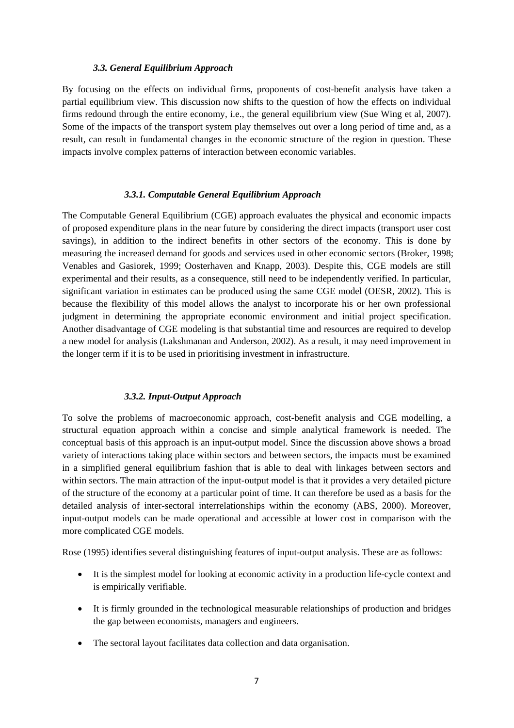### *3.3. General Equilibrium Approach*

By focusing on the effects on individual firms, proponents of cost-benefit analysis have taken a partial equilibrium view. This discussion now shifts to the question of how the effects on individual firms redound through the entire economy, i.e., the general equilibrium view (Sue Wing et al, 2007). Some of the impacts of the transport system play themselves out over a long period of time and, as a result, can result in fundamental changes in the economic structure of the region in question. These impacts involve complex patterns of interaction between economic variables.

#### *3.3.1. Computable General Equilibrium Approach*

The Computable General Equilibrium (CGE) approach evaluates the physical and economic impacts of proposed expenditure plans in the near future by considering the direct impacts (transport user cost savings), in addition to the indirect benefits in other sectors of the economy. This is done by measuring the increased demand for goods and services used in other economic sectors (Broker, 1998; Venables and Gasiorek, 1999; Oosterhaven and Knapp, 2003). Despite this, CGE models are still experimental and their results, as a consequence, still need to be independently verified. In particular, significant variation in estimates can be produced using the same CGE model (OESR, 2002). This is because the flexibility of this model allows the analyst to incorporate his or her own professional judgment in determining the appropriate economic environment and initial project specification. Another disadvantage of CGE modeling is that substantial time and resources are required to develop a new model for analysis (Lakshmanan and Anderson, 2002). As a result, it may need improvement in the longer term if it is to be used in prioritising investment in infrastructure.

#### *3.3.2. Input-Output Approach*

To solve the problems of macroeconomic approach, cost-benefit analysis and CGE modelling, a structural equation approach within a concise and simple analytical framework is needed. The conceptual basis of this approach is an input-output model. Since the discussion above shows a broad variety of interactions taking place within sectors and between sectors, the impacts must be examined in a simplified general equilibrium fashion that is able to deal with linkages between sectors and within sectors. The main attraction of the input-output model is that it provides a very detailed picture of the structure of the economy at a particular point of time. It can therefore be used as a basis for the detailed analysis of inter-sectoral interrelationships within the economy (ABS, 2000). Moreover, input-output models can be made operational and accessible at lower cost in comparison with the more complicated CGE models.

Rose (1995) identifies several distinguishing features of input-output analysis. These are as follows:

- It is the simplest model for looking at economic activity in a production life-cycle context and is empirically verifiable.
- It is firmly grounded in the technological measurable relationships of production and bridges the gap between economists, managers and engineers.
- The sectoral layout facilitates data collection and data organisation.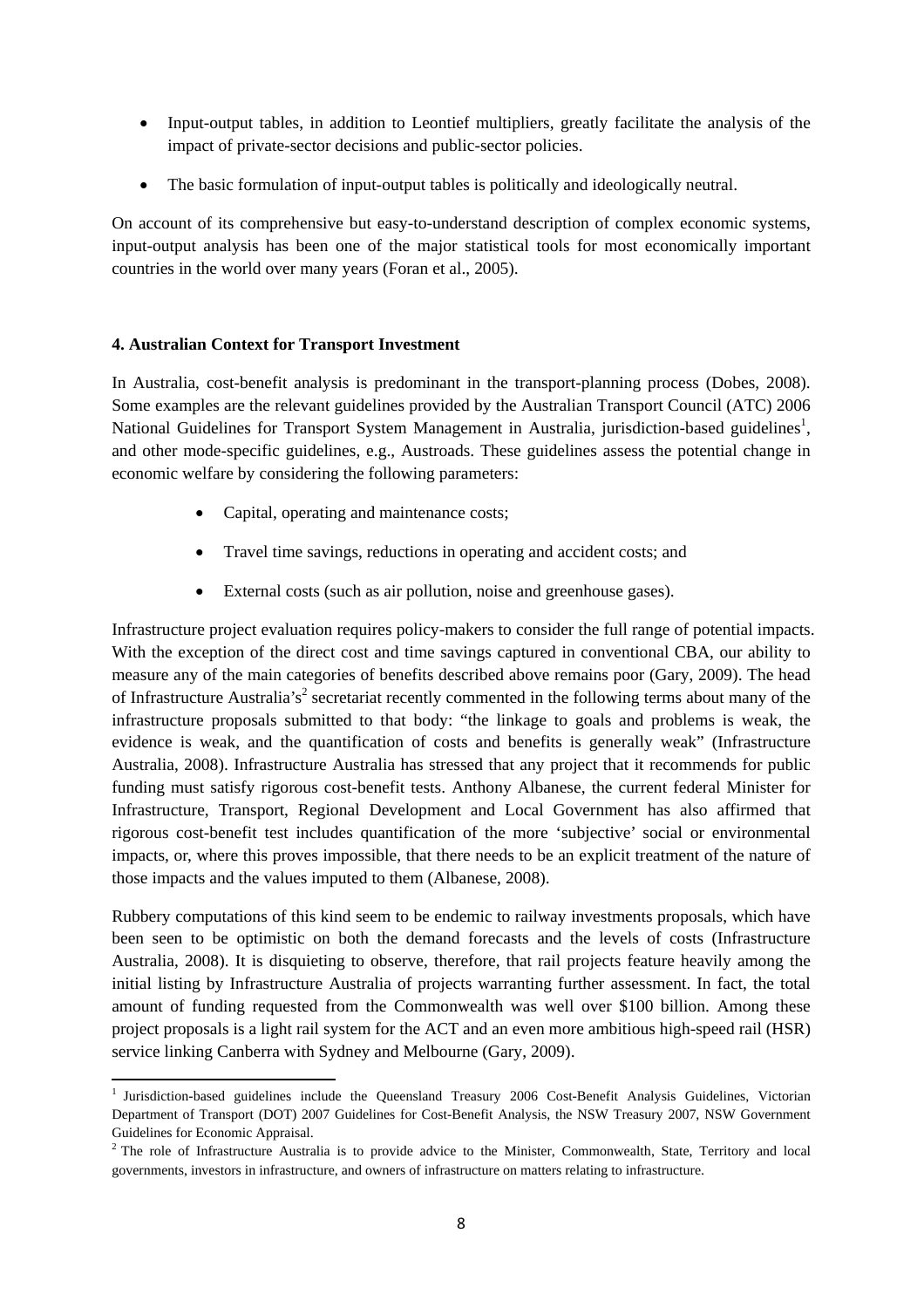- Input-output tables, in addition to Leontief multipliers, greatly facilitate the analysis of the impact of private-sector decisions and public-sector policies.
- The basic formulation of input-output tables is politically and ideologically neutral.

On account of its comprehensive but easy-to-understand description of complex economic systems, input-output analysis has been one of the major statistical tools for most economically important countries in the world over many years (Foran et al., 2005).

**4. Australian Context for Transport Investment**

In Australia, cost-benefit analysis is predominant in the transport-planning process (Dobes, 2008). Some examples are the relevant guidelines provided by the Australian Transport Council (ATC) 2006 National Guidelines for Transport System Management in Australia, jurisdiction-based guidelines[1], and other mode-specific guidelines, e.g., Austroads. These guidelines assess the potential change in economic welfare by considering the following parameters:

- Capital, operating and maintenance costs;
- Travel time savings, reductions in operating and accident costs; and
- External costs (such as air pollution, noise and greenhouse gases).

Infrastructure project evaluation requires policy-makers to consider the full range of potential impacts. With the exception of the direct cost and time savings captured in conventional CBA, our ability to measure any of the main categories of benefits described above remains poor (Gary, 2009). The head of Infrastructure Australia's[2] secretariat recently commented in the following terms about many of the infrastructure proposals submitted to that body: "the linkage to goals and problems is weak, the evidence is weak, and the quantification of costs and benefits is generally weak" (Infrastructure Australia, 2008). Infrastructure Australia has stressed that any project that it recommends for public funding must satisfy rigorous cost-benefit tests. Anthony Albanese, the current federal Minister for Infrastructure, Transport, Regional Development and Local Government has also affirmed that rigorous cost-benefit test includes quantification of the more 'subjective' social or environmental impacts, or, where this proves impossible, that there needs to be an explicit treatment of the nature of those impacts and the values imputed to them (Albanese, 2008).

Rubbery computations of this kind seem to be endemic to railway investments proposals, which have been seen to be optimistic on both the demand forecasts and the levels of costs (Infrastructure Australia, 2008). It is disquieting to observe, therefore, that rail projects feature heavily among the initial listing by Infrastructure Australia of projects warranting further assessment. In fact, the total amount of funding requested from the Commonwealth was well over \$100 billion. Among these project proposals is a light rail system for the ACT and an even more ambitious high-speed rail (HSR) service linking Canberra with Sydney and Melbourne (Gary, 2009).

[1] Jurisdiction-based guidelines include the Queensland Treasury 2006 Cost-Benefit Analysis Guidelines, Victorian Department of Transport (DOT) 2007 Guidelines for Cost-Benefit Analysis, the NSW Treasury 2007, NSW Government Guidelines for Economic Appraisal.

[2] The role of Infrastructure Australia is to provide advice to the Minister, Commonwealth, State, Territory and local governments, investors in infrastructure, and owners of infrastructure on matters relating to infrastructure.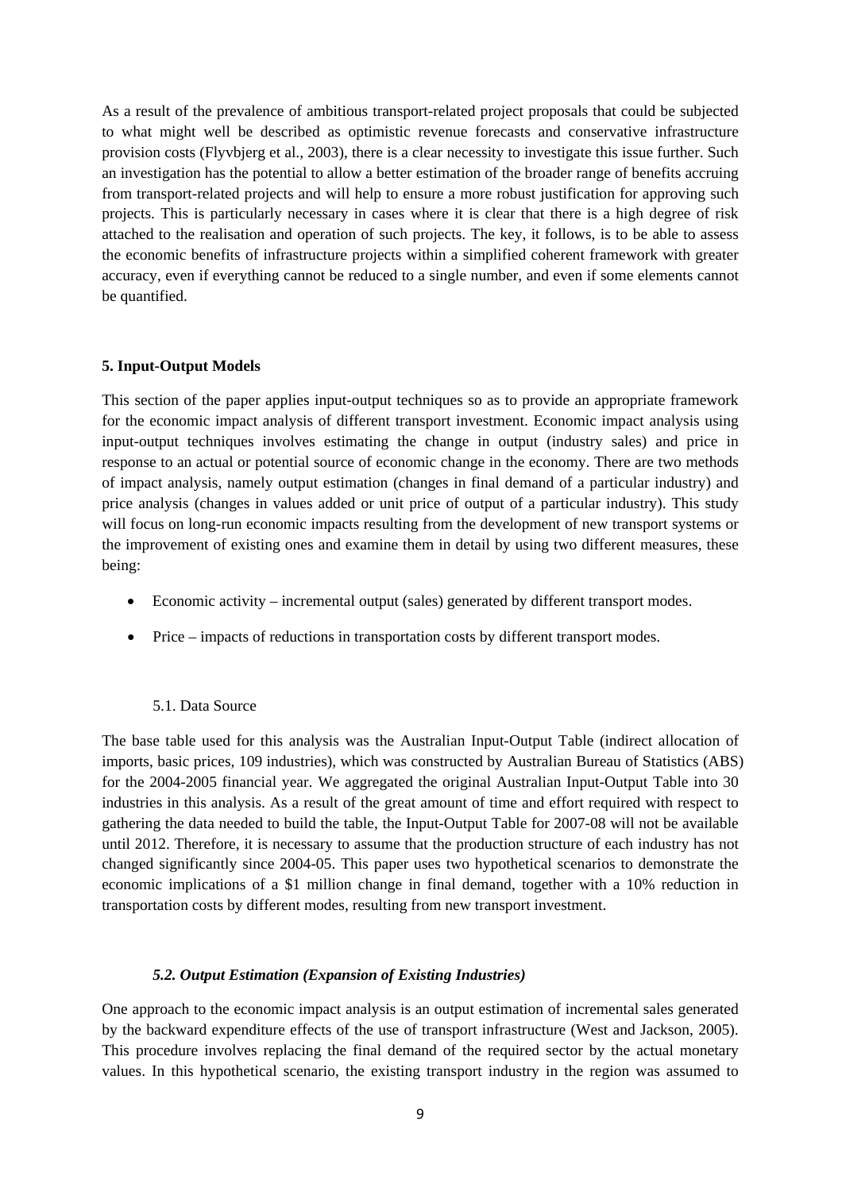As a result of the prevalence of ambitious transport-related project proposals that could be subjected to what might well be described as optimistic revenue forecasts and conservative infrastructure provision costs (Flyvbjerg et al., 2003), there is a clear necessity to investigate this issue further. Such an investigation has the potential to allow a better estimation of the broader range of benefits accruing from transport-related projects and will help to ensure a more robust justification for approving such projects. This is particularly necessary in cases where it is clear that there is a high degree of risk attached to the realisation and operation of such projects. The key, it follows, is to be able to assess the economic benefits of infrastructure projects within a simplified coherent framework with greater accuracy, even if everything cannot be reduced to a single number, and even if some elements cannot be quantified.

## 5. Input-Output Models

This section of the paper applies input-output techniques so as to provide an appropriate framework for the economic impact analysis of different transport investment. Economic impact analysis using input-output techniques involves estimating the change in output (industry sales) and price in response to an actual or potential source of economic change in the economy. There are two methods of impact analysis, namely output estimation (changes in final demand of a particular industry) and price analysis (changes in values added or unit price of output of a particular industry). This study will focus on long-run economic impacts resulting from the development of new transport systems or the improvement of existing ones and examine them in detail by using two different measures, these being:

- Economic activity – incremental output (sales) generated by different transport modes.
- Price – impacts of reductions in transportation costs by different transport modes.

### 5.1. Data Source

The base table used for this analysis was the Australian Input-Output Table (indirect allocation of imports, basic prices, 109 industries), which was constructed by Australian Bureau of Statistics (ABS) for the 2004-2005 financial year. We aggregated the original Australian Input-Output Table into 30 industries in this analysis. As a result of the great amount of time and effort required with respect to gathering the data needed to build the table, the Input-Output Table for 2007-08 will not be available until 2012. Therefore, it is necessary to assume that the production structure of each industry has not changed significantly since 2004-05. This paper uses two hypothetical scenarios to demonstrate the economic implications of a $1 million change in final demand, together with a 10% reduction in transportation costs by different modes, resulting from new transport investment.

### *5.2. Output Estimation (Expansion of Existing Industries)*

One approach to the economic impact analysis is an output estimation of incremental sales generated by the backward expenditure effects of the use of transport infrastructure (West and Jackson, 2005). This procedure involves replacing the final demand of the required sector by the actual monetary values. In this hypothetical scenario, the existing transport industry in the region was assumed to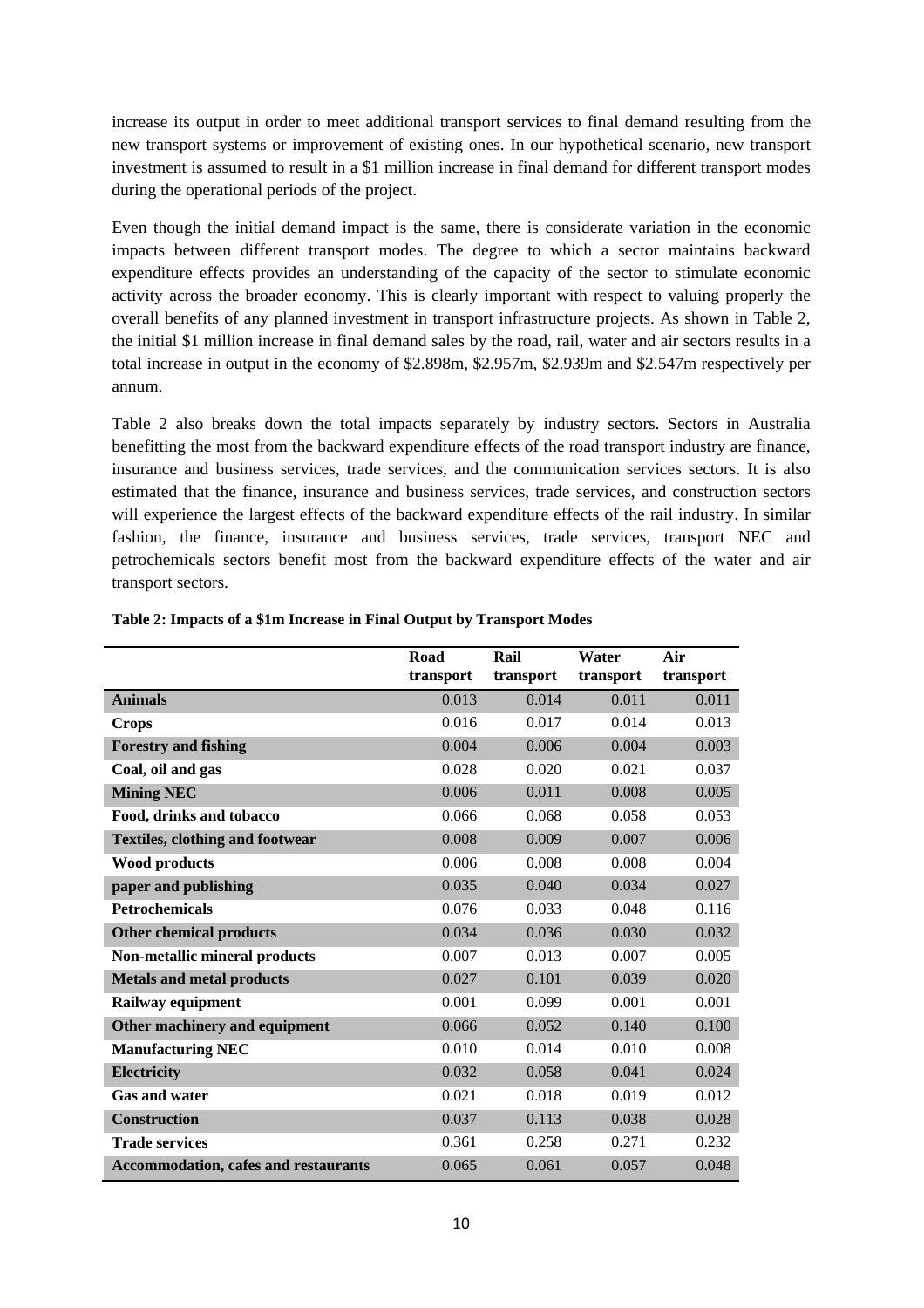increase its output in order to meet additional transport services to final demand resulting from the new transport systems or improvement of existing ones. In our hypothetical scenario, new transport investment is assumed to result in a $1 million increase in final demand for different transport modes during the operational periods of the project.

Even though the initial demand impact is the same, there is considerate variation in the economic impacts between different transport modes. The degree to which a sector maintains backward expenditure effects provides an understanding of the capacity of the sector to stimulate economic activity across the broader economy. This is clearly important with respect to valuing properly the overall benefits of any planned investment in transport infrastructure projects. As shown in Table 2, the initial $1 million increase in final demand sales by the road, rail, water and air sectors results in a total increase in output in the economy of $2.898m, $2.957m, $2.939m and $2.547m respectively per annum.

Table 2 also breaks down the total impacts separately by industry sectors. Sectors in Australia benefitting the most from the backward expenditure effects of the road transport industry are finance, insurance and business services, trade services, and the communication services sectors. It is also estimated that the finance, insurance and business services, trade services, and construction sectors will experience the largest effects of the backward expenditure effects of the rail industry. In similar fashion, the finance, insurance and business services, trade services, transport NEC and petrochemicals sectors benefit most from the backward expenditure effects of the water and air transport sectors.

**Table 2: Impacts of a $1m Increase in Final Output by Transport Modes**

| | Road transport | Rail transport | Water transport | Air transport |
|---|---|---|---|---|
| **Animals** | 0.013 | 0.014 | 0.011 | 0.011 |
| **Crops** | 0.016 | 0.017 | 0.014 | 0.013 |
| **Forestry and fishing** | 0.004 | 0.006 | 0.004 | 0.003 |
| **Coal, oil and gas** | 0.028 | 0.020 | 0.021 | 0.037 |
| **Mining NEC** | 0.006 | 0.011 | 0.008 | 0.005 |
| **Food, drinks and tobacco** | 0.066 | 0.068 | 0.058 | 0.053 |
| **Textiles, clothing and footwear** | 0.008 | 0.009 | 0.007 | 0.006 |
| **Wood products** | 0.006 | 0.008 | 0.008 | 0.004 |
| **paper and publishing** | 0.035 | 0.040 | 0.034 | 0.027 |
| **Petrochemicals** | 0.076 | 0.033 | 0.048 | 0.116 |
| **Other chemical products** | 0.034 | 0.036 | 0.030 | 0.032 |
| **Non-metallic mineral products** | 0.007 | 0.013 | 0.007 | 0.005 |
| **Metals and metal products** | 0.027 | 0.101 | 0.039 | 0.020 |
| **Railway equipment** | 0.001 | 0.099 | 0.001 | 0.001 |
| **Other machinery and equipment** | 0.066 | 0.052 | 0.140 | 0.100 |
| **Manufacturing NEC** | 0.010 | 0.014 | 0.010 | 0.008 |
| **Electricity** | 0.032 | 0.058 | 0.041 | 0.024 |
| **Gas and water** | 0.021 | 0.018 | 0.019 | 0.012 |
| **Construction** | 0.037 | 0.113 | 0.038 | 0.028 |
| **Trade services** | 0.361 | 0.258 | 0.271 | 0.232 |
| **Accommodation, cafes and restaurants** | 0.065 | 0.061 | 0.057 | 0.048 |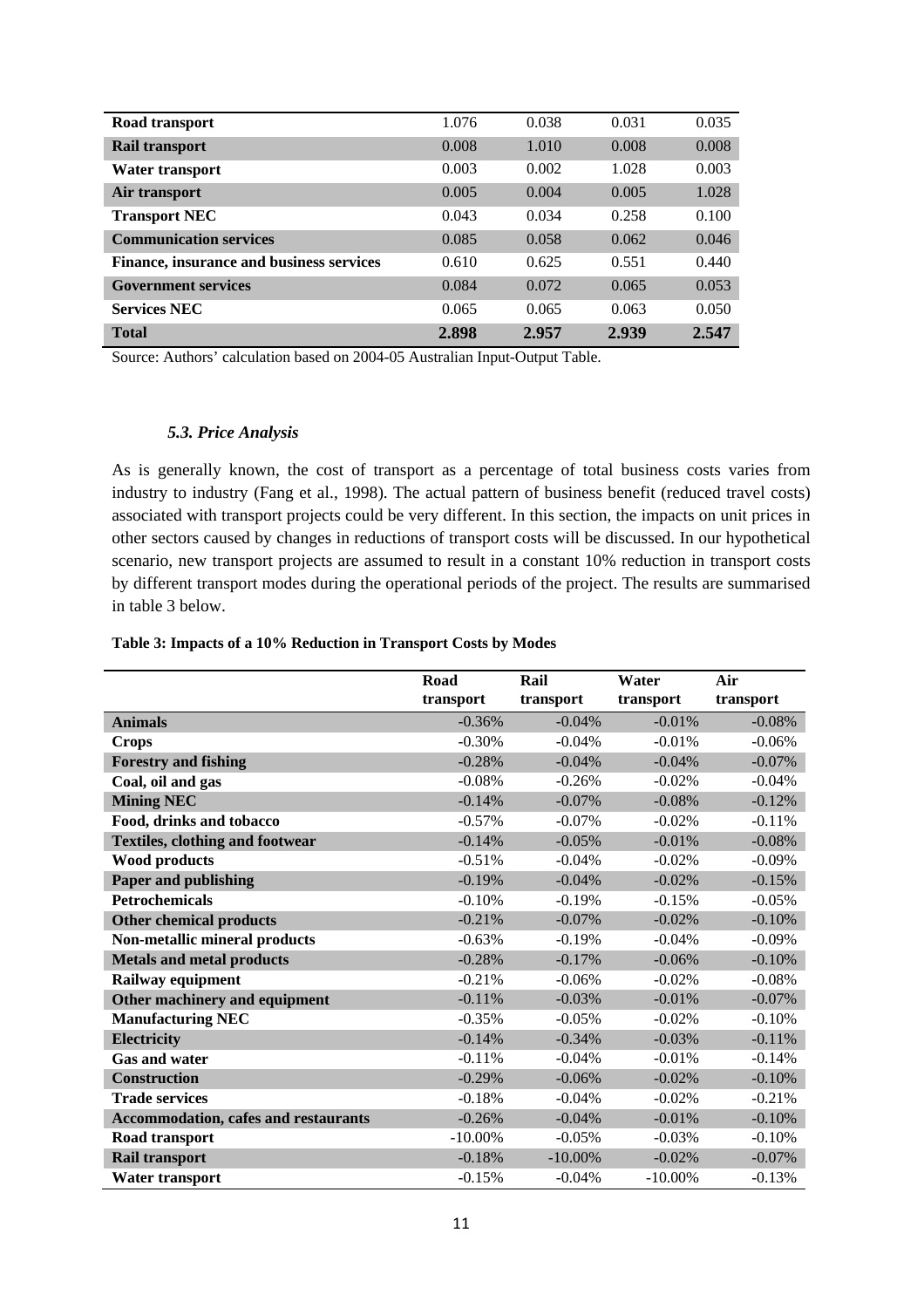| | | | | |
|---|---|---|---|---|
| **Road transport** | 1.076 | 0.038 | 0.031 | 0.035 |
| **Rail transport** | 0.008 | 1.010 | 0.008 | 0.008 |
| **Water transport** | 0.003 | 0.002 | 1.028 | 0.003 |
| **Air transport** | 0.005 | 0.004 | 0.005 | 1.028 |
| **Transport NEC** | 0.043 | 0.034 | 0.258 | 0.100 |
| **Communication services** | 0.085 | 0.058 | 0.062 | 0.046 |
| **Finance, insurance and business services** | 0.610 | 0.625 | 0.551 | 0.440 |
| **Government services** | 0.084 | 0.072 | 0.065 | 0.053 |
| **Services NEC** | 0.065 | 0.065 | 0.063 | 0.050 |
| **Total** | **2.898** | **2.957** | **2.939** | **2.547** |

Source: Authors' calculation based on 2004-05 Australian Input-Output Table.

### *5.3. Price Analysis*

As is generally known, the cost of transport as a percentage of total business costs varies from industry to industry (Fang et al., 1998). The actual pattern of business benefit (reduced travel costs) associated with transport projects could be very different. In this section, the impacts on unit prices in other sectors caused by changes in reductions of transport costs will be discussed. In our hypothetical scenario, new transport projects are assumed to result in a constant 10% reduction in transport costs by different transport modes during the operational periods of the project. The results are summarised in table 3 below.

**Table 3: Impacts of a 10% Reduction in Transport Costs by Modes**

| | Road transport | Rail transport | Water transport | Air transport |
|---|---|---|---|---|
| **Animals** | -0.36% | -0.04% | -0.01% | -0.08% |
| **Crops** | -0.30% | -0.04% | -0.01% | -0.06% |
| **Forestry and fishing** | -0.28% | -0.04% | -0.04% | -0.07% |
| **Coal, oil and gas** | -0.08% | -0.26% | -0.02% | -0.04% |
| **Mining NEC** | -0.14% | -0.07% | -0.08% | -0.12% |
| **Food, drinks and tobacco** | -0.57% | -0.07% | -0.02% | -0.11% |
| **Textiles, clothing and footwear** | -0.14% | -0.05% | -0.01% | -0.08% |
| **Wood products** | -0.51% | -0.04% | -0.02% | -0.09% |
| **Paper and publishing** | -0.19% | -0.04% | -0.02% | -0.15% |
| **Petrochemicals** | -0.10% | -0.19% | -0.15% | -0.05% |
| **Other chemical products** | -0.21% | -0.07% | -0.02% | -0.10% |
| **Non-metallic mineral products** | -0.63% | -0.19% | -0.04% | -0.09% |
| **Metals and metal products** | -0.28% | -0.17% | -0.06% | -0.10% |
| **Railway equipment** | -0.21% | -0.06% | -0.02% | -0.08% |
| **Other machinery and equipment** | -0.11% | -0.03% | -0.01% | -0.07% |
| **Manufacturing NEC** | -0.35% | -0.05% | -0.02% | -0.10% |
| **Electricity** | -0.14% | -0.34% | -0.03% | -0.11% |
| **Gas and water** | -0.11% | -0.04% | -0.01% | -0.14% |
| **Construction** | -0.29% | -0.06% | -0.02% | -0.10% |
| **Trade services** | -0.18% | -0.04% | -0.02% | -0.21% |
| **Accommodation, cafes and restaurants** | -0.26% | -0.04% | -0.01% | -0.10% |
| **Road transport** | -10.00% | -0.05% | -0.03% | -0.10% |
| **Rail transport** | -0.18% | -10.00% | -0.02% | -0.07% |
| **Water transport** | -0.15% | -0.04% | -10.00% | -0.13% |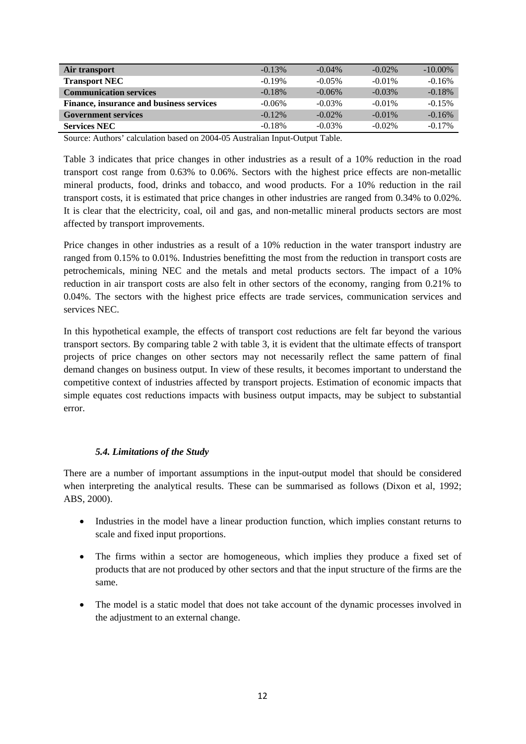| | | | | |
|---|---|---|---|---|
| **Air transport** | -0.13% | -0.04% | -0.02% | -10.00% |
| **Transport NEC** | -0.19% | -0.05% | -0.01% | -0.16% |
| **Communication services** | -0.18% | -0.06% | -0.03% | -0.18% |
| **Finance, insurance and business services** | -0.06% | -0.03% | -0.01% | -0.15% |
| **Government services** | -0.12% | -0.02% | -0.01% | -0.16% |
| **Services NEC** | -0.18% | -0.03% | -0.02% | -0.17% |

Source: Authors' calculation based on 2004-05 Australian Input-Output Table.

Table 3 indicates that price changes in other industries as a result of a 10% reduction in the road transport cost range from 0.63% to 0.06%. Sectors with the highest price effects are non-metallic mineral products, food, drinks and tobacco, and wood products. For a 10% reduction in the rail transport costs, it is estimated that price changes in other industries are ranged from 0.34% to 0.02%. It is clear that the electricity, coal, oil and gas, and non-metallic mineral products sectors are most affected by transport improvements.

Price changes in other industries as a result of a 10% reduction in the water transport industry are ranged from 0.15% to 0.01%. Industries benefitting the most from the reduction in transport costs are petrochemicals, mining NEC and the metals and metal products sectors. The impact of a 10% reduction in air transport costs are also felt in other sectors of the economy, ranging from 0.21% to 0.04%. The sectors with the highest price effects are trade services, communication services and services NEC.

In this hypothetical example, the effects of transport cost reductions are felt far beyond the various transport sectors. By comparing table 2 with table 3, it is evident that the ultimate effects of transport projects of price changes on other sectors may not necessarily reflect the same pattern of final demand changes on business output. In view of these results, it becomes important to understand the competitive context of industries affected by transport projects. Estimation of economic impacts that simple equates cost reductions impacts with business output impacts, may be subject to substantial error.

### *5.4. Limitations of the Study*

There are a number of important assumptions in the input-output model that should be considered when interpreting the analytical results. These can be summarised as follows (Dixon et al, 1992; ABS, 2000).

- Industries in the model have a linear production function, which implies constant returns to scale and fixed input proportions.
- The firms within a sector are homogeneous, which implies they produce a fixed set of products that are not produced by other sectors and that the input structure of the firms are the same.
- The model is a static model that does not take account of the dynamic processes involved in the adjustment to an external change.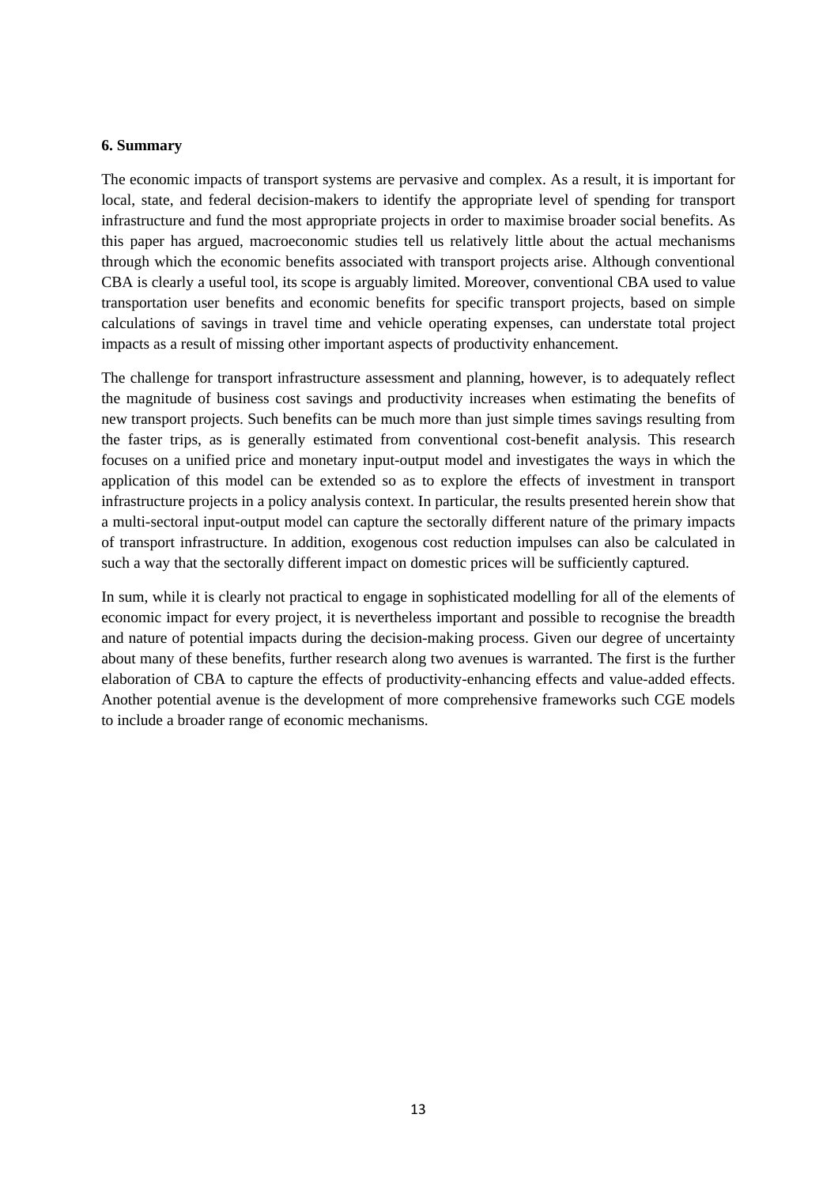## 6. Summary

The economic impacts of transport systems are pervasive and complex. As a result, it is important for local, state, and federal decision-makers to identify the appropriate level of spending for transport infrastructure and fund the most appropriate projects in order to maximise broader social benefits. As this paper has argued, macroeconomic studies tell us relatively little about the actual mechanisms through which the economic benefits associated with transport projects arise. Although conventional CBA is clearly a useful tool, its scope is arguably limited. Moreover, conventional CBA used to value transportation user benefits and economic benefits for specific transport projects, based on simple calculations of savings in travel time and vehicle operating expenses, can understate total project impacts as a result of missing other important aspects of productivity enhancement.

The challenge for transport infrastructure assessment and planning, however, is to adequately reflect the magnitude of business cost savings and productivity increases when estimating the benefits of new transport projects. Such benefits can be much more than just simple times savings resulting from the faster trips, as is generally estimated from conventional cost-benefit analysis. This research focuses on a unified price and monetary input-output model and investigates the ways in which the application of this model can be extended so as to explore the effects of investment in transport infrastructure projects in a policy analysis context. In particular, the results presented herein show that a multi-sectoral input-output model can capture the sectorally different nature of the primary impacts of transport infrastructure. In addition, exogenous cost reduction impulses can also be calculated in such a way that the sectorally different impact on domestic prices will be sufficiently captured.

In sum, while it is clearly not practical to engage in sophisticated modelling for all of the elements of economic impact for every project, it is nevertheless important and possible to recognise the breadth and nature of potential impacts during the decision-making process. Given our degree of uncertainty about many of these benefits, further research along two avenues is warranted. The first is the further elaboration of CBA to capture the effects of productivity-enhancing effects and value-added effects. Another potential avenue is the development of more comprehensive frameworks such CGE models to include a broader range of economic mechanisms.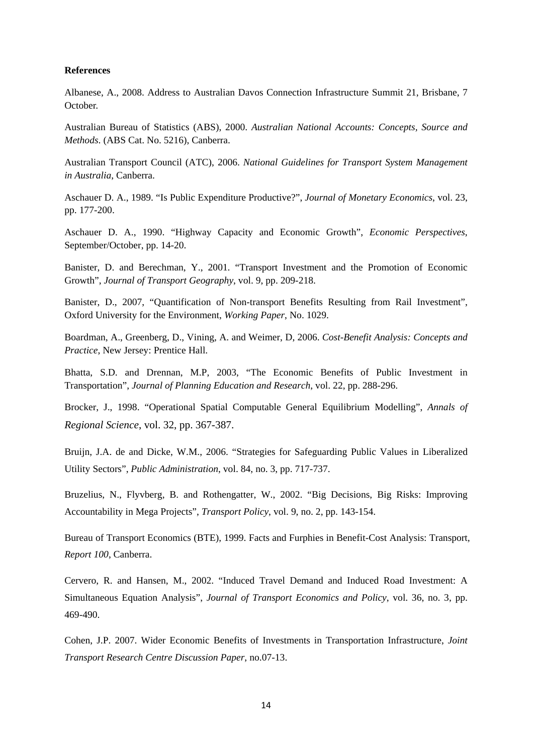**References**

Albanese, A., 2008. Address to Australian Davos Connection Infrastructure Summit 21, Brisbane, 7 October.

Australian Bureau of Statistics (ABS), 2000. *Australian National Accounts: Concepts, Source and Methods*. (ABS Cat. No. 5216), Canberra.

Australian Transport Council (ATC), 2006. *National Guidelines for Transport System Management in Australia*, Canberra.

Aschauer D. A., 1989. "Is Public Expenditure Productive?", *Journal of Monetary Economics*, vol. 23, pp. 177-200.

Aschauer D. A., 1990. "Highway Capacity and Economic Growth", *Economic Perspectives*, September/October, pp. 14-20.

Banister, D. and Berechman, Y., 2001. "Transport Investment and the Promotion of Economic Growth", *Journal of Transport Geography*, vol. 9, pp. 209-218.

Banister, D., 2007, "Quantification of Non-transport Benefits Resulting from Rail Investment", Oxford University for the Environment, *Working Paper*, No. 1029.

Boardman, A., Greenberg, D., Vining, A. and Weimer, D, 2006. *Cost-Benefit Analysis: Concepts and Practice*, New Jersey: Prentice Hall.

Bhatta, S.D. and Drennan, M.P, 2003, "The Economic Benefits of Public Investment in Transportation", *Journal of Planning Education and Research*, vol. 22, pp. 288-296.

Brocker, J., 1998. "Operational Spatial Computable General Equilibrium Modelling", *Annals of Regional Science*, vol. 32, pp. 367-387.

Bruijn, J.A. de and Dicke, W.M., 2006. "Strategies for Safeguarding Public Values in Liberalized Utility Sectors", *Public Administration*, vol. 84, no. 3, pp. 717-737.

Bruzelius, N., Flyvberg, B. and Rothengatter, W., 2002. "Big Decisions, Big Risks: Improving Accountability in Mega Projects", *Transport Policy*, vol. 9, no. 2, pp. 143-154.

Bureau of Transport Economics (BTE), 1999. Facts and Furphies in Benefit-Cost Analysis: Transport, *Report 100*, Canberra.

Cervero, R. and Hansen, M., 2002. "Induced Travel Demand and Induced Road Investment: A Simultaneous Equation Analysis", *Journal of Transport Economics and Policy*, vol. 36, no. 3, pp. 469-490.

Cohen, J.P. 2007. Wider Economic Benefits of Investments in Transportation Infrastructure, *Joint Transport Research Centre Discussion Paper*, no.07-13.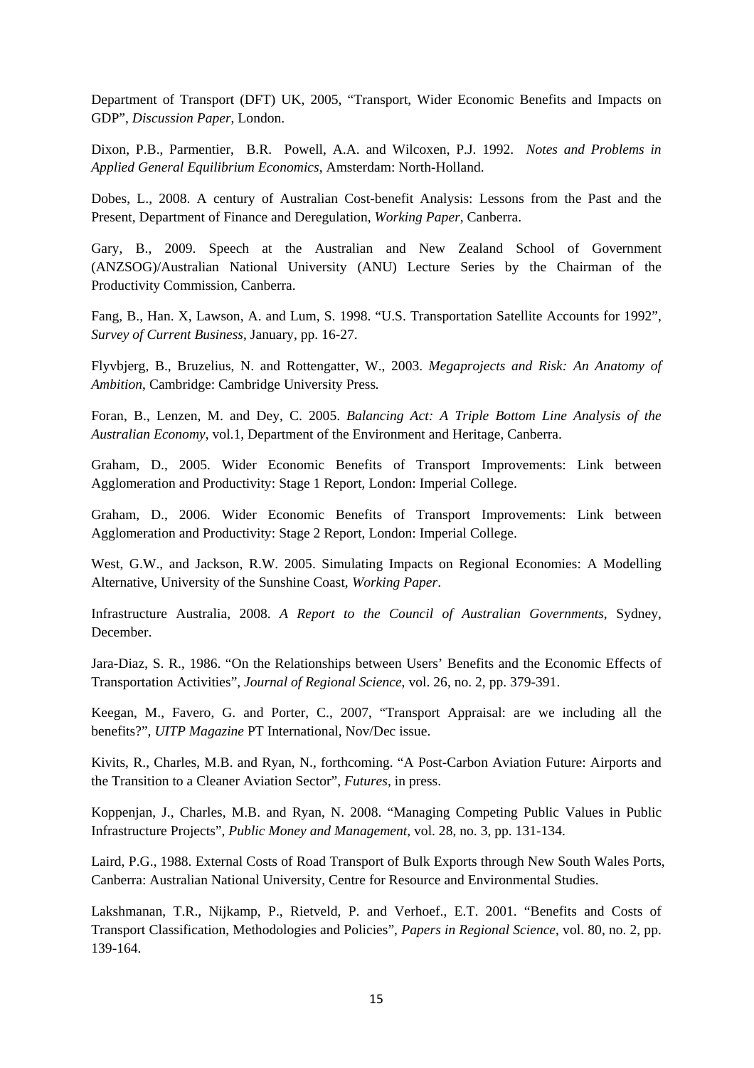Department of Transport (DFT) UK, 2005, "Transport, Wider Economic Benefits and Impacts on GDP", *Discussion Paper*, London.

Dixon, P.B., Parmentier, B.R. Powell, A.A. and Wilcoxen, P.J. 1992. *Notes and Problems in Applied General Equilibrium Economics*, Amsterdam: North-Holland.

Dobes, L., 2008. A century of Australian Cost-benefit Analysis: Lessons from the Past and the Present, Department of Finance and Deregulation, *Working Paper*, Canberra.

Gary, B., 2009. Speech at the Australian and New Zealand School of Government (ANZSOG)/Australian National University (ANU) Lecture Series by the Chairman of the Productivity Commission, Canberra.

Fang, B., Han. X, Lawson, A. and Lum, S. 1998. "U.S. Transportation Satellite Accounts for 1992", *Survey of Current Business*, January, pp. 16-27.

Flyvbjerg, B., Bruzelius, N. and Rottengatter, W., 2003. *Megaprojects and Risk: An Anatomy of Ambition*, Cambridge: Cambridge University Press*.*

Foran, B., Lenzen, M. and Dey, C. 2005. *Balancing Act: A Triple Bottom Line Analysis of the Australian Economy*, vol.1, Department of the Environment and Heritage, Canberra.

Graham, D., 2005. Wider Economic Benefits of Transport Improvements: Link between Agglomeration and Productivity: Stage 1 Report, London: Imperial College.

Graham, D., 2006. Wider Economic Benefits of Transport Improvements: Link between Agglomeration and Productivity: Stage 2 Report, London: Imperial College.

West, G.W., and Jackson, R.W. 2005. Simulating Impacts on Regional Economies: A Modelling Alternative, University of the Sunshine Coast, *Working Paper*.

Infrastructure Australia, 2008. *A Report to the Council of Australian Governments*, Sydney, December.

Jara-Diaz, S. R., 1986. "On the Relationships between Users' Benefits and the Economic Effects of Transportation Activities", *Journal of Regional Science*, vol. 26, no. 2, pp. 379-391.

Keegan, M., Favero, G. and Porter, C., 2007, "Transport Appraisal: are we including all the benefits?", *UITP Magazine* PT International, Nov/Dec issue.

Kivits, R., Charles, M.B. and Ryan, N., forthcoming. "A Post-Carbon Aviation Future: Airports and the Transition to a Cleaner Aviation Sector", *Futures*, in press.

Koppenjan, J., Charles, M.B. and Ryan, N. 2008. "Managing Competing Public Values in Public Infrastructure Projects", *Public Money and Management*, vol. 28, no. 3, pp. 131-134.

Laird, P.G., 1988. External Costs of Road Transport of Bulk Exports through New South Wales Ports, Canberra: Australian National University, Centre for Resource and Environmental Studies.

Lakshmanan, T.R., Nijkamp, P., Rietveld, P. and Verhoef., E.T. 2001. "Benefits and Costs of Transport Classification, Methodologies and Policies", *Papers in Regional Science*, vol. 80, no. 2, pp. 139-164.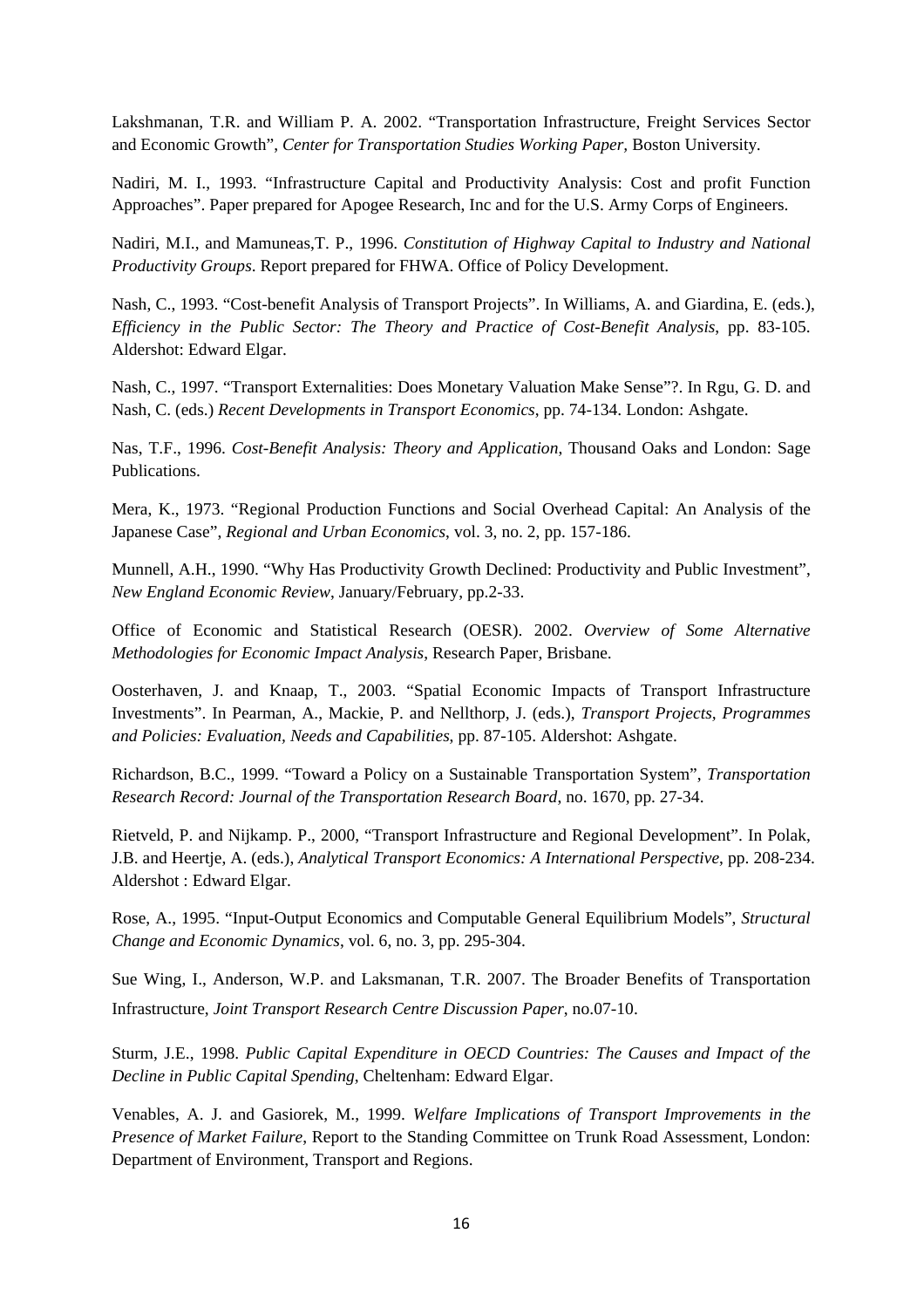Lakshmanan, T.R. and William P. A. 2002. “Transportation Infrastructure, Freight Services Sector and Economic Growth”, *Center for Transportation Studies Working Paper*, Boston University.

Nadiri, M. I., 1993. “Infrastructure Capital and Productivity Analysis: Cost and profit Function Approaches”. Paper prepared for Apogee Research, Inc and for the U.S. Army Corps of Engineers.

Nadiri, M.I., and Mamuneas,T. P., 1996. *Constitution of Highway Capital to Industry and National Productivity Groups*. Report prepared for FHWA. Office of Policy Development.

Nash, C., 1993. “Cost-benefit Analysis of Transport Projects”. In Williams, A. and Giardina, E. (eds.), *Efficiency in the Public Sector: The Theory and Practice of Cost-Benefit Analysis*, pp. 83-105. Aldershot: Edward Elgar.

Nash, C., 1997. “Transport Externalities: Does Monetary Valuation Make Sense”?. In Rgu, G. D. and Nash, C. (eds.) *Recent Developments in Transport Economics*, pp. 74-134. London: Ashgate.

Nas, T.F., 1996. *Cost-Benefit Analysis: Theory and Application*, Thousand Oaks and London: Sage Publications.

Mera, K., 1973. “Regional Production Functions and Social Overhead Capital: An Analysis of the Japanese Case”, *Regional and Urban Economics*, vol. 3, no. 2, pp. 157-186.

Munnell, A.H., 1990. “Why Has Productivity Growth Declined: Productivity and Public Investment”, *New England Economic Review*, January/February, pp.2-33.

Office of Economic and Statistical Research (OESR). 2002. *Overview of Some Alternative Methodologies for Economic Impact Analysis*, Research Paper, Brisbane.

Oosterhaven, J. and Knaap, T., 2003. “Spatial Economic Impacts of Transport Infrastructure Investments”. In Pearman, A., Mackie, P. and Nellthorp, J. (eds.), *Transport Projects, Programmes and Policies: Evaluation, Needs and Capabilities*, pp. 87-105. Aldershot: Ashgate.

Richardson, B.C., 1999. “Toward a Policy on a Sustainable Transportation System”, *Transportation Research Record: Journal of the Transportation Research Board*, no. 1670, pp. 27-34.

Rietveld, P. and Nijkamp. P., 2000, “Transport Infrastructure and Regional Development”. In Polak, J.B. and Heertje, A. (eds.), *Analytical Transport Economics: A International Perspective*, pp. 208-234. Aldershot : Edward Elgar.

Rose, A., 1995. “Input-Output Economics and Computable General Equilibrium Models”, *Structural Change and Economic Dynamics*, vol. 6, no. 3, pp. 295-304.

Sue Wing, I., Anderson, W.P. and Laksmanan, T.R. 2007. The Broader Benefits of Transportation Infrastructure, *Joint Transport Research Centre Discussion Paper*, no.07-10.

Sturm, J.E., 1998. *Public Capital Expenditure in OECD Countries: The Causes and Impact of the Decline in Public Capital Spending*, Cheltenham: Edward Elgar.

Venables, A. J. and Gasiorek, M., 1999. *Welfare Implications of Transport Improvements in the Presence of Market Failure*, Report to the Standing Committee on Trunk Road Assessment, London: Department of Environment, Transport and Regions.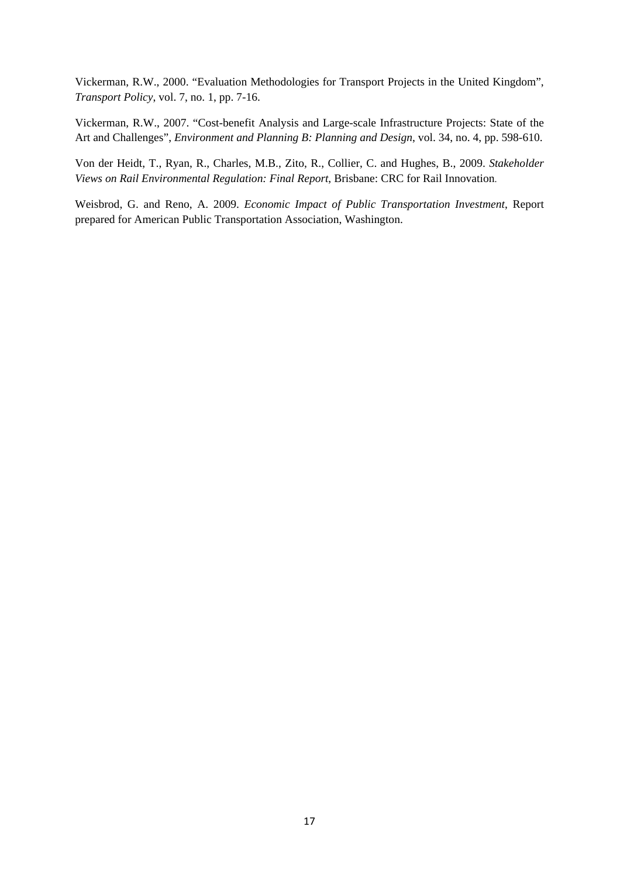Vickerman, R.W., 2000. "Evaluation Methodologies for Transport Projects in the United Kingdom", *Transport Policy*, vol. 7, no. 1, pp. 7-16.

Vickerman, R.W., 2007. "Cost-benefit Analysis and Large-scale Infrastructure Projects: State of the Art and Challenges", *Environment and Planning B: Planning and Design*, vol. 34, no. 4, pp. 598-610.

Von der Heidt, T., Ryan, R., Charles, M.B., Zito, R., Collier, C. and Hughes, B., 2009. *Stakeholder Views on Rail Environmental Regulation: Final Report*, Brisbane: CRC for Rail Innovation.

Weisbrod, G. and Reno, A. 2009. *Economic Impact of Public Transportation Investment*, Report prepared for American Public Transportation Association, Washington.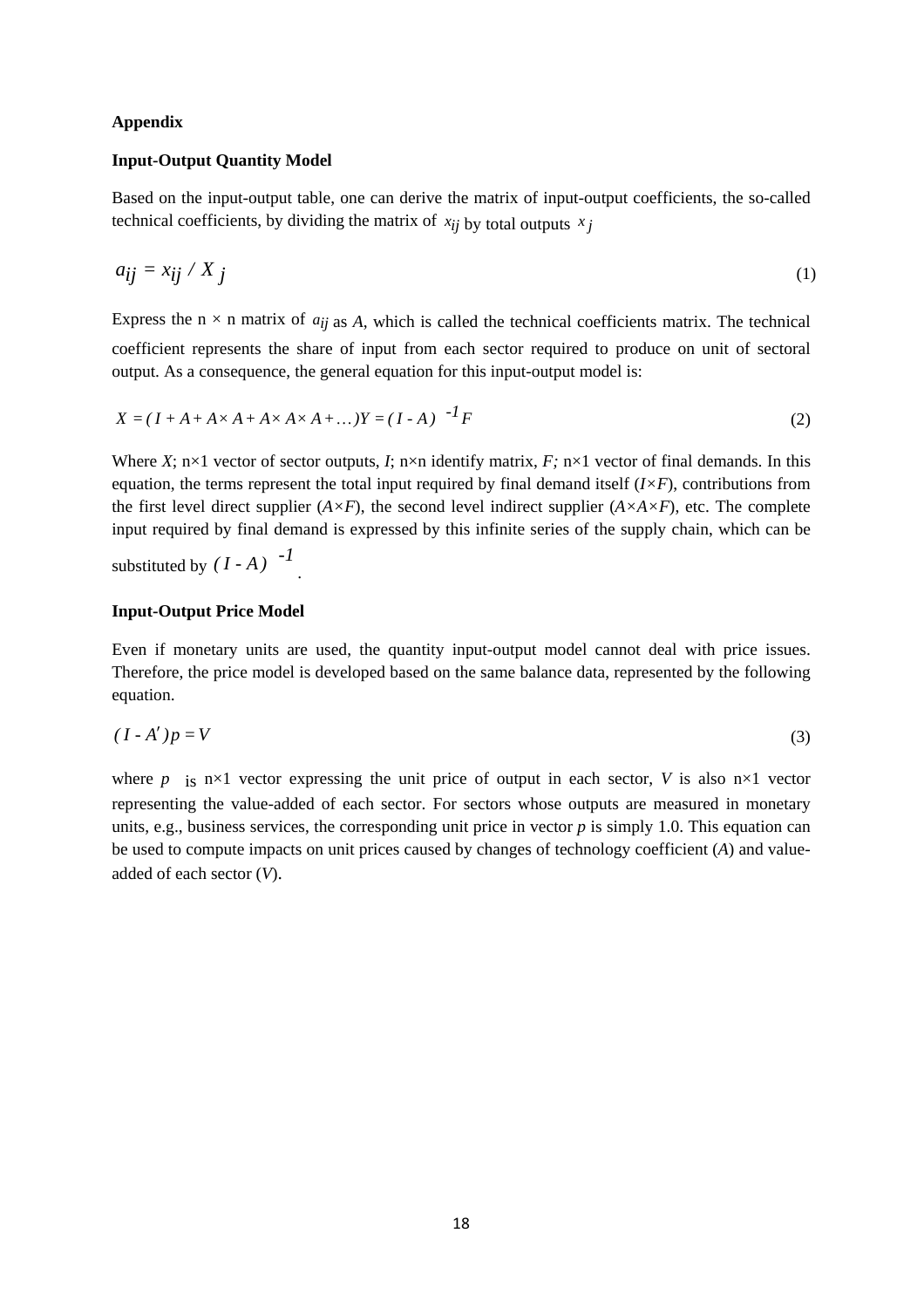**Appendix**

**Input-Output Quantity Model**

Based on the input-output table, one can derive the matrix of input-output coefficients, the so-called technical coefficients, by dividing the matrix of $x_{ij}$ by total outputs $x_j$

$$a_{ij} = x_{ij} / X_j \tag{1}$$

Express the n × n matrix of $a_{ij}$ as $A$, which is called the technical coefficients matrix. The technical coefficient represents the share of input from each sector required to produce on unit of sectoral output. As a consequence, the general equation for this input-output model is:

$$X = (I + A + A \times A + A \times A \times A + \ldots)Y = (I - A)^{-1}F \tag{2}$$

Where $X$; n×1 vector of sector outputs, $I$; n×n identify matrix, $F$; n×1 vector of final demands. In this equation, the terms represent the total input required by final demand itself ($I \times F$), contributions from the first level direct supplier ($A \times F$), the second level indirect supplier ($A \times A \times F$), etc. The complete input required by final demand is expressed by this infinite series of the supply chain, which can be substituted by $(I - A)^{-1}$.

**Input-Output Price Model**

Even if monetary units are used, the quantity input-output model cannot deal with price issues. Therefore, the price model is developed based on the same balance data, represented by the following equation.

$$(I - A')p = V \tag{3}$$

where $p$ is n×1 vector expressing the unit price of output in each sector, $V$ is also n×1 vector representing the value-added of each sector. For sectors whose outputs are measured in monetary units, e.g., business services, the corresponding unit price in vector $p$ is simply 1.0. This equation can be used to compute impacts on unit prices caused by changes of technology coefficient ($A$) and value-added of each sector ($V$).